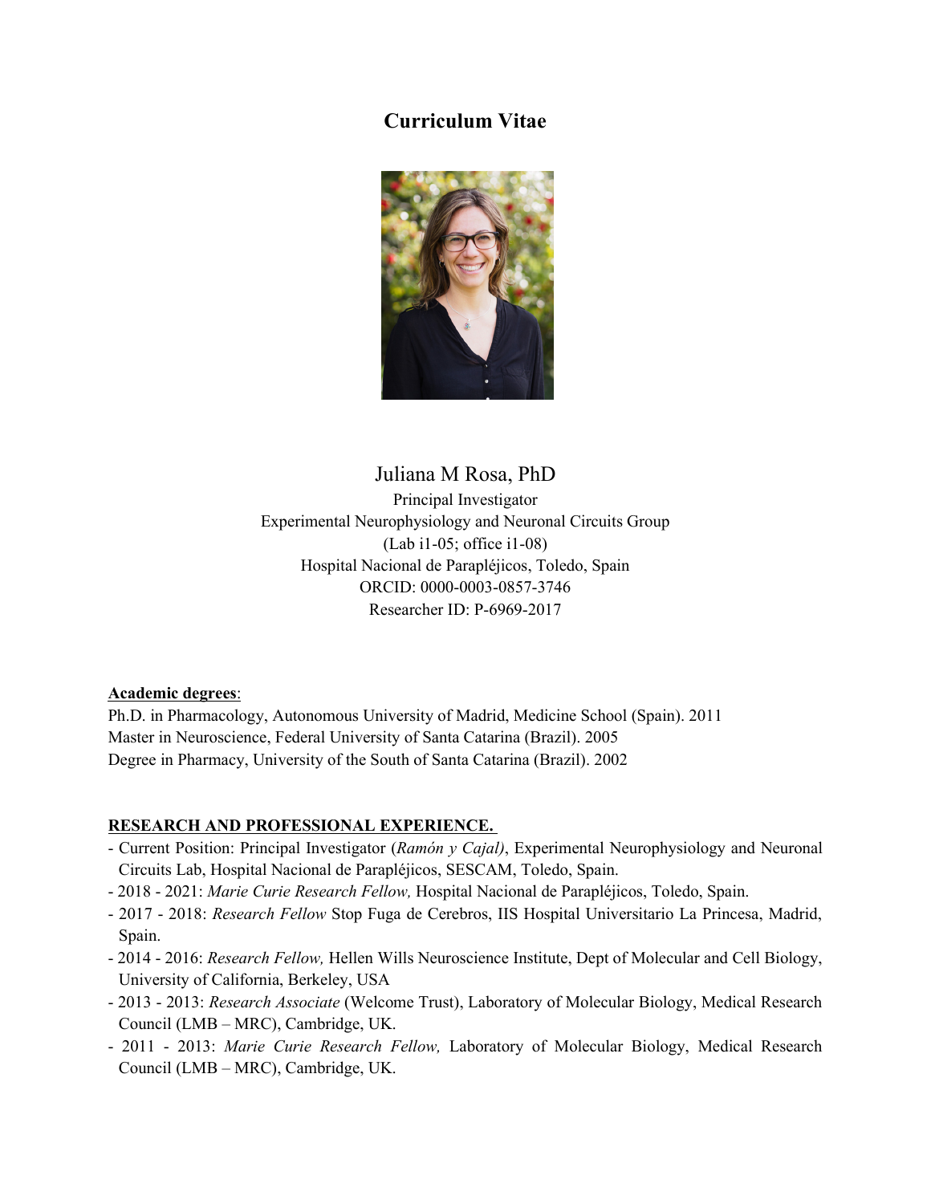# Curriculum Vitae

Juliana M Rosa, PhD
Principal Investigator
Experimental Neurophysiology and Neuronal Circuits Group
(Lab i1-05; office i1-08)
Hospital Nacional de Parapléjicos, Toledo, Spain
ORCID: 0000-0003-0857-3746
Researcher ID: P-6969-2017

**Academic degrees**:
Ph.D. in Pharmacology, Autonomous University of Madrid, Medicine School (Spain). 2011
Master in Neuroscience, Federal University of Santa Catarina (Brazil). 2005
Degree in Pharmacy, University of the South of Santa Catarina (Brazil). 2002

**RESEARCH AND PROFESSIONAL EXPERIENCE.**

- Current Position: Principal Investigator (*Ramón y Cajal)*, Experimental Neurophysiology and Neuronal Circuits Lab, Hospital Nacional de Parapléjicos, SESCAM, Toledo, Spain.
- 2018 - 2021: *Marie Curie Research Fellow,* Hospital Nacional de Parapléjicos, Toledo, Spain.
- 2017 - 2018: *Research Fellow* Stop Fuga de Cerebros, IIS Hospital Universitario La Princesa, Madrid, Spain.
- 2014 - 2016: *Research Fellow,* Hellen Wills Neuroscience Institute, Dept of Molecular and Cell Biology, University of California, Berkeley, USA
- 2013 - 2013: *Research Associate* (Welcome Trust), Laboratory of Molecular Biology, Medical Research Council (LMB – MRC), Cambridge, UK.
- 2011 - 2013: *Marie Curie Research Fellow,* Laboratory of Molecular Biology, Medical Research Council (LMB – MRC), Cambridge, UK.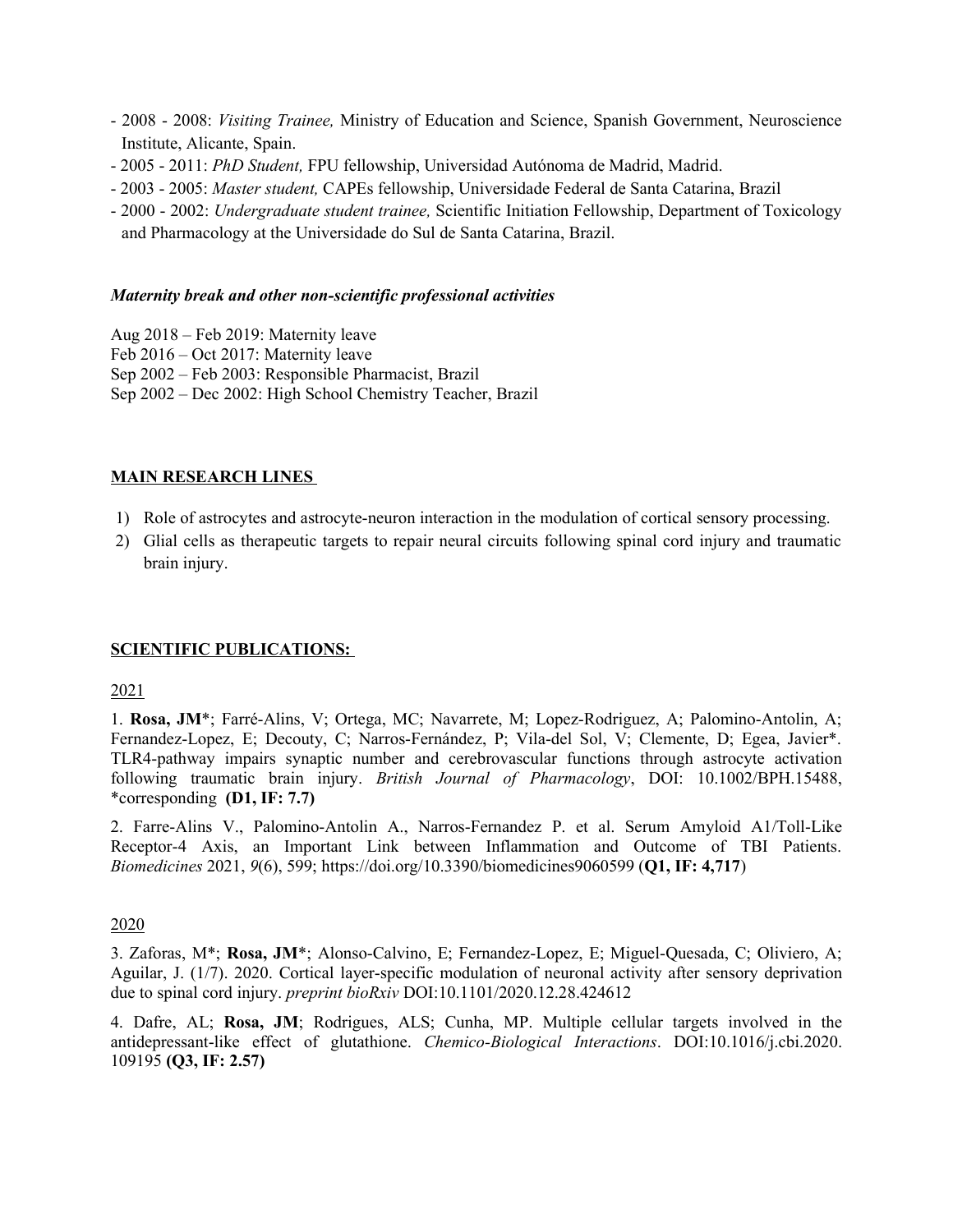- 2008 - 2008: *Visiting Trainee,* Ministry of Education and Science, Spanish Government, Neuroscience Institute, Alicante, Spain.
- 2005 - 2011: *PhD Student,* FPU fellowship, Universidad Autónoma de Madrid, Madrid.
- 2003 - 2005: *Master student,* CAPEs fellowship, Universidade Federal de Santa Catarina, Brazil
- 2000 - 2002: *Undergraduate student trainee,* Scientific Initiation Fellowship, Department of Toxicology and Pharmacology at the Universidade do Sul de Santa Catarina, Brazil.

***Maternity break and other non-scientific professional activities***

Aug 2018 – Feb 2019: Maternity leave
Feb 2016 – Oct 2017: Maternity leave
Sep 2002 – Feb 2003: Responsible Pharmacist, Brazil
Sep 2002 – Dec 2002: High School Chemistry Teacher, Brazil

## MAIN RESEARCH LINES

1) Role of astrocytes and astrocyte-neuron interaction in the modulation of cortical sensory processing.
2) Glial cells as therapeutic targets to repair neural circuits following spinal cord injury and traumatic brain injury.

## SCIENTIFIC PUBLICATIONS:

### 2021

1. **Rosa, JM***; Farré-Alins, V; Ortega, MC; Navarrete, M; Lopez-Rodriguez, A; Palomino-Antolin, A; Fernandez-Lopez, E; Decouty, C; Narros-Fernández, P; Vila-del Sol, V; Clemente, D; Egea, Javier*. TLR4-pathway impairs synaptic number and cerebrovascular functions through astrocyte activation following traumatic brain injury. *British Journal of Pharmacology*, DOI: 10.1002/BPH.15488, *corresponding **(D1, IF: 7.7)**

2. Farre-Alins V., Palomino-Antolin A., Narros-Fernandez P. et al. Serum Amyloid A1/Toll-Like Receptor-4 Axis, an Important Link between Inflammation and Outcome of TBI Patients. *Biomedicines* 2021, *9*(6), 599; https://doi.org/10.3390/biomedicines9060599 (**Q1, IF: 4,717**)

### 2020

3. Zaforas, M*; **Rosa, JM***; Alonso-Calvino, E; Fernandez-Lopez, E; Miguel-Quesada, C; Oliviero, A; Aguilar, J. (1/7). 2020. Cortical layer-specific modulation of neuronal activity after sensory deprivation due to spinal cord injury. *preprint bioRxiv* DOI:10.1101/2020.12.28.424612

4. Dafre, AL; **Rosa, JM**; Rodrigues, ALS; Cunha, MP. Multiple cellular targets involved in the antidepressant-like effect of glutathione. *Chemico-Biological Interactions*. DOI:10.1016/j.cbi.2020.109195 **(Q3, IF: 2.57)**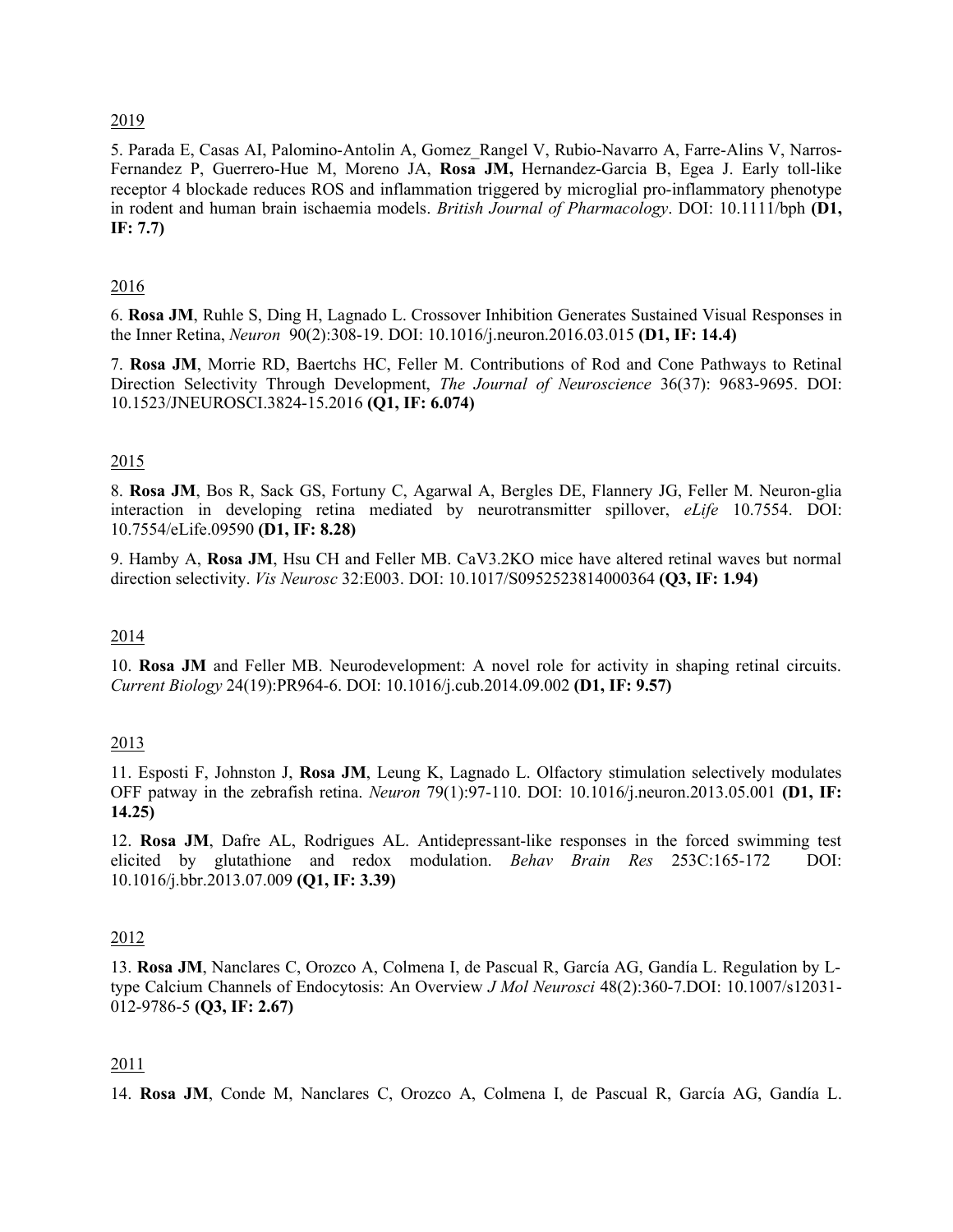2019

5. Parada E, Casas AI, Palomino-Antolin A, Gomez_Rangel V, Rubio-Navarro A, Farre-Alins V, Narros-Fernandez P, Guerrero-Hue M, Moreno JA, **Rosa JM,** Hernandez-Garcia B, Egea J. Early toll-like receptor 4 blockade reduces ROS and inflammation triggered by microglial pro-inflammatory phenotype in rodent and human brain ischaemia models. *British Journal of Pharmacology*. DOI: 10.1111/bph **(D1, IF: 7.7)**

2016

6. **Rosa JM**, Ruhle S, Ding H, Lagnado L. Crossover Inhibition Generates Sustained Visual Responses in the Inner Retina, *Neuron* 90(2):308-19. DOI: 10.1016/j.neuron.2016.03.015 **(D1, IF: 14.4)**

7. **Rosa JM**, Morrie RD, Baertchs HC, Feller M. Contributions of Rod and Cone Pathways to Retinal Direction Selectivity Through Development, *The Journal of Neuroscience* 36(37): 9683-9695. DOI: 10.1523/JNEUROSCI.3824-15.2016 **(Q1, IF: 6.074)**

2015

8. **Rosa JM**, Bos R, Sack GS, Fortuny C, Agarwal A, Bergles DE, Flannery JG, Feller M. Neuron-glia interaction in developing retina mediated by neurotransmitter spillover, *eLife* 10.7554. DOI: 10.7554/eLife.09590 **(D1, IF: 8.28)**

9. Hamby A, **Rosa JM**, Hsu CH and Feller MB. CaV3.2KO mice have altered retinal waves but normal direction selectivity. *Vis Neurosc* 32:E003. DOI: 10.1017/S0952523814000364 **(Q3, IF: 1.94)**

2014

10. **Rosa JM** and Feller MB. Neurodevelopment: A novel role for activity in shaping retinal circuits. *Current Biology* 24(19):PR964-6. DOI: 10.1016/j.cub.2014.09.002 **(D1, IF: 9.57)**

2013

11. Esposti F, Johnston J, **Rosa JM**, Leung K, Lagnado L. Olfactory stimulation selectively modulates OFF patway in the zebrafish retina. *Neuron* 79(1):97-110. DOI: 10.1016/j.neuron.2013.05.001 **(D1, IF: 14.25)**

12. **Rosa JM**, Dafre AL, Rodrigues AL. Antidepressant-like responses in the forced swimming test elicited by glutathione and redox modulation. *Behav Brain Res* 253C:165-172 DOI: 10.1016/j.bbr.2013.07.009 **(Q1, IF: 3.39)**

2012

13. **Rosa JM**, Nanclares C, Orozco A, Colmena I, de Pascual R, García AG, Gandía L. Regulation by L-type Calcium Channels of Endocytosis: An Overview *J Mol Neurosci* 48(2):360-7.DOI: 10.1007/s12031-012-9786-5 **(Q3, IF: 2.67)**

2011

14. **Rosa JM**, Conde M, Nanclares C, Orozco A, Colmena I, de Pascual R, García AG, Gandía L.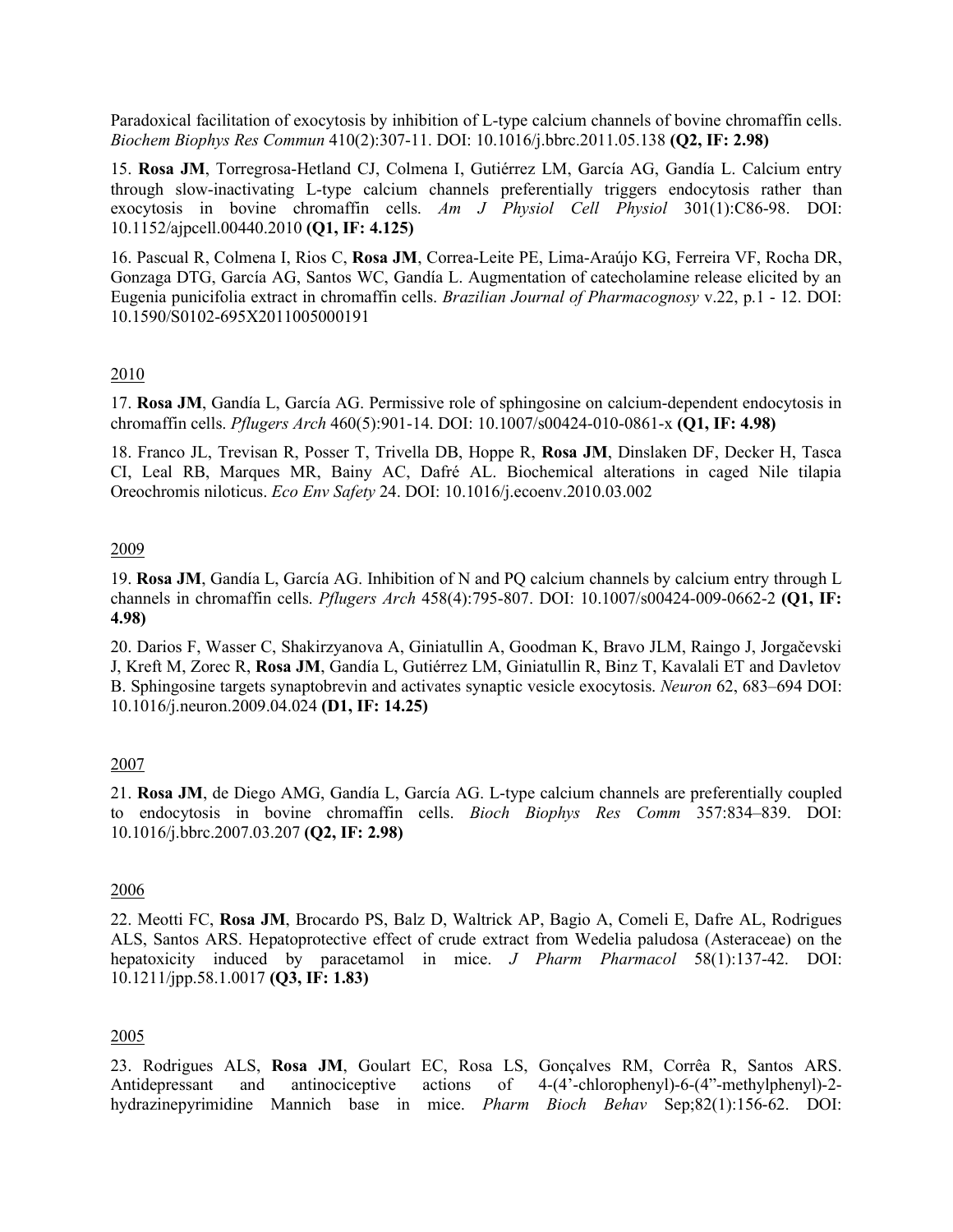Paradoxical facilitation of exocytosis by inhibition of L-type calcium channels of bovine chromaffin cells. *Biochem Biophys Res Commun* 410(2):307-11. DOI: 10.1016/j.bbrc.2011.05.138 **(Q2, IF: 2.98)**

15. **Rosa JM**, Torregrosa-Hetland CJ, Colmena I, Gutiérrez LM, García AG, Gandía L. Calcium entry through slow-inactivating L-type calcium channels preferentially triggers endocytosis rather than exocytosis in bovine chromaffin cells. *Am J Physiol Cell Physiol* 301(1):C86-98. DOI: 10.1152/ajpcell.00440.2010 **(Q1, IF: 4.125)**

16. Pascual R, Colmena I, Rios C, **Rosa JM**, Correa-Leite PE, Lima-Araújo KG, Ferreira VF, Rocha DR, Gonzaga DTG, García AG, Santos WC, Gandía L. Augmentation of catecholamine release elicited by an Eugenia punicifolia extract in chromaffin cells. *Brazilian Journal of Pharmacognosy* v.22, p.1 - 12. DOI: 10.1590/S0102-695X2011005000191

2010

17. **Rosa JM**, Gandía L, García AG. Permissive role of sphingosine on calcium-dependent endocytosis in chromaffin cells. *Pflugers Arch* 460(5):901-14. DOI: 10.1007/s00424-010-0861-x **(Q1, IF: 4.98)**

18. Franco JL, Trevisan R, Posser T, Trivella DB, Hoppe R, **Rosa JM**, Dinslaken DF, Decker H, Tasca CI, Leal RB, Marques MR, Bainy AC, Dafré AL. Biochemical alterations in caged Nile tilapia Oreochromis niloticus. *Eco Env Safety* 24. DOI: 10.1016/j.ecoenv.2010.03.002

2009

19. **Rosa JM**, Gandía L, García AG. Inhibition of N and PQ calcium channels by calcium entry through L channels in chromaffin cells. *Pflugers Arch* 458(4):795-807. DOI: 10.1007/s00424-009-0662-2 **(Q1, IF: 4.98)**

20. Darios F, Wasser C, Shakirzyanova A, Giniatullin A, Goodman K, Bravo JLM, Raingo J, Jorgačevski J, Kreft M, Zorec R, **Rosa JM**, Gandía L, Gutiérrez LM, Giniatullin R, Binz T, Kavalali ET and Davletov B. Sphingosine targets synaptobrevin and activates synaptic vesicle exocytosis. *Neuron* 62, 683–694 DOI: 10.1016/j.neuron.2009.04.024 **(D1, IF: 14.25)**

2007

21. **Rosa JM**, de Diego AMG, Gandía L, García AG. L-type calcium channels are preferentially coupled to endocytosis in bovine chromaffin cells. *Bioch Biophys Res Comm* 357:834–839. DOI: 10.1016/j.bbrc.2007.03.207 **(Q2, IF: 2.98)**

2006

22. Meotti FC, **Rosa JM**, Brocardo PS, Balz D, Waltrick AP, Bagio A, Comeli E, Dafre AL, Rodrigues ALS, Santos ARS. Hepatoprotective effect of crude extract from Wedelia paludosa (Asteraceae) on the hepatoxicity induced by paracetamol in mice. *J Pharm Pharmacol* 58(1):137-42. DOI: 10.1211/jpp.58.1.0017 **(Q3, IF: 1.83)**

2005

23. Rodrigues ALS, **Rosa JM**, Goulart EC, Rosa LS, Gonçalves RM, Corrêa R, Santos ARS. Antidepressant and antinociceptive actions of 4-(4'-chlorophenyl)-6-(4"-methylphenyl)-2-hydrazinepyrimidine Mannich base in mice. *Pharm Bioch Behav* Sep;82(1):156-62. DOI: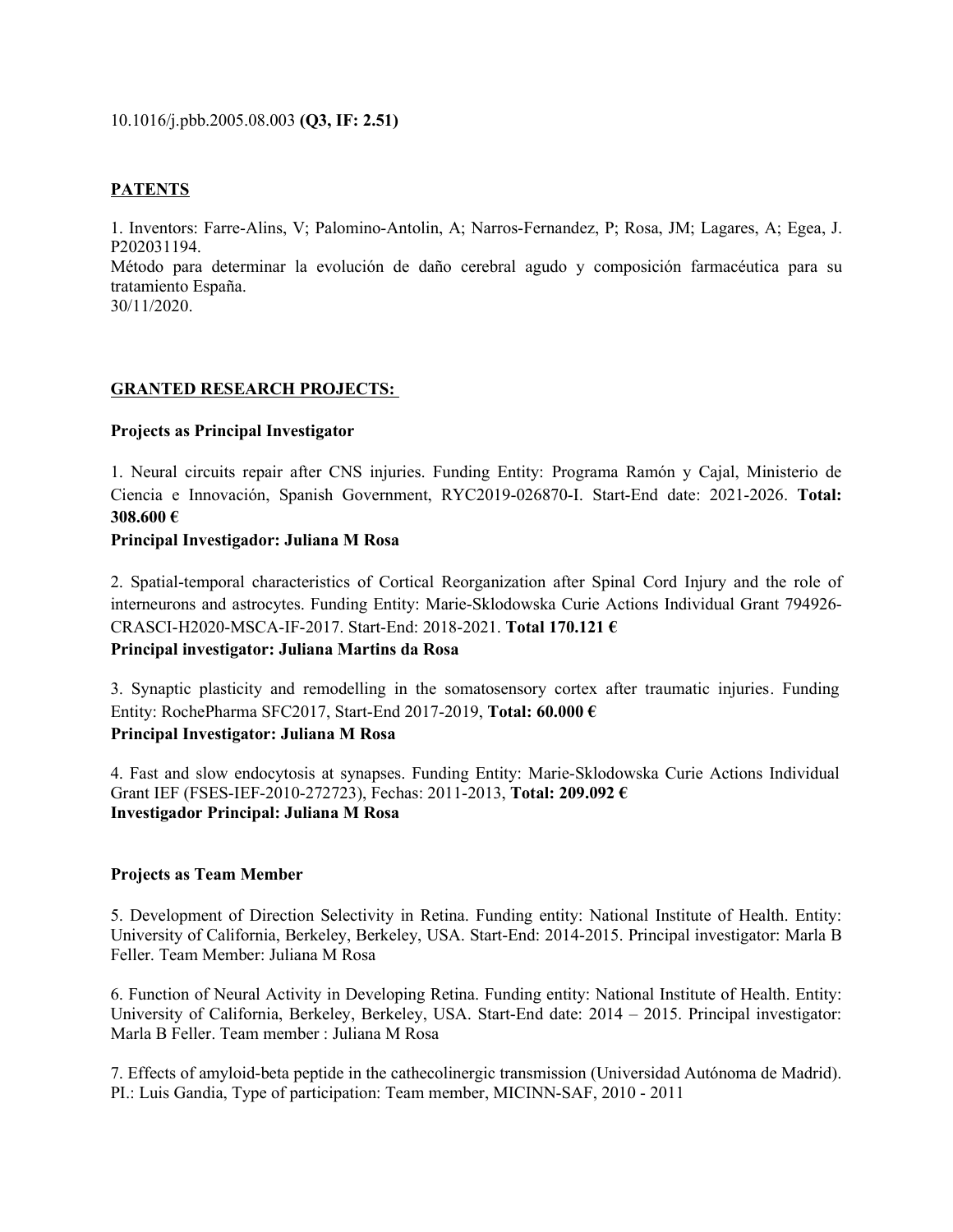10.1016/j.pbb.2005.08.003 **(Q3, IF: 2.51)**

## PATENTS

1. Inventors: Farre-Alins, V; Palomino-Antolin, A; Narros-Fernandez, P; Rosa, JM; Lagares, A; Egea, J. P202031194.
Método para determinar la evolución de daño cerebral agudo y composición farmacéutica para su tratamiento España.
30/11/2020.

## GRANTED RESEARCH PROJECTS:

### Projects as Principal Investigator

1. Neural circuits repair after CNS injuries. Funding Entity: Programa Ramón y Cajal, Ministerio de Ciencia e Innovación, Spanish Government, RYC2019-026870-I. Start-End date: 2021-2026. **Total: 308.600 €**
**Principal Investigador: Juliana M Rosa**

2. Spatial-temporal characteristics of Cortical Reorganization after Spinal Cord Injury and the role of interneurons and astrocytes. Funding Entity: Marie-Sklodowska Curie Actions Individual Grant 794926-CRASCI-H2020-MSCA-IF-2017. Start-End: 2018-2021. **Total 170.121 €**
**Principal investigator: Juliana Martins da Rosa**

3. Synaptic plasticity and remodelling in the somatosensory cortex after traumatic injuries. Funding Entity: RochePharma SFC2017, Start-End 2017-2019, **Total: 60.000 €**
**Principal Investigator: Juliana M Rosa**

4. Fast and slow endocytosis at synapses. Funding Entity: Marie-Sklodowska Curie Actions Individual Grant IEF (FSES-IEF-2010-272723), Fechas: 2011-2013, **Total: 209.092 €**
**Investigador Principal: Juliana M Rosa**

### Projects as Team Member

5. Development of Direction Selectivity in Retina. Funding entity: National Institute of Health. Entity: University of California, Berkeley, Berkeley, USA. Start-End: 2014-2015. Principal investigator: Marla B Feller. Team Member: Juliana M Rosa

6. Function of Neural Activity in Developing Retina. Funding entity: National Institute of Health. Entity: University of California, Berkeley, Berkeley, USA. Start-End date: 2014 – 2015. Principal investigator: Marla B Feller. Team member : Juliana M Rosa

7. Effects of amyloid-beta peptide in the cathecolinergic transmission (Universidad Autónoma de Madrid). PI.: Luis Gandia, Type of participation: Team member, MICINN-SAF, 2010 - 2011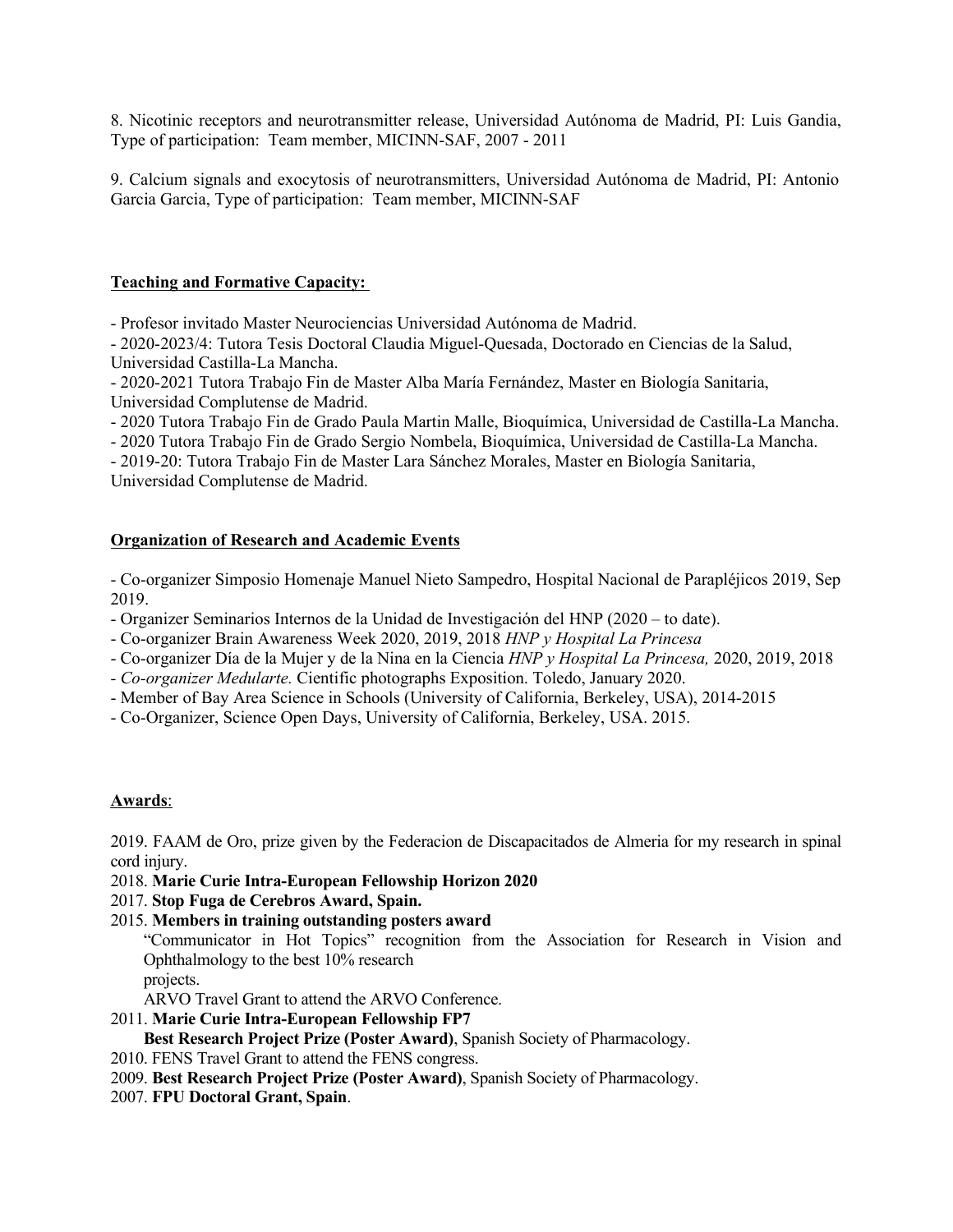8. Nicotinic receptors and neurotransmitter release, Universidad Autónoma de Madrid, PI: Luis Gandia, Type of participation: Team member, MICINN-SAF, 2007 - 2011

9. Calcium signals and exocytosis of neurotransmitters, Universidad Autónoma de Madrid, PI: Antonio Garcia Garcia, Type of participation: Team member, MICINN-SAF

## Teaching and Formative Capacity:

- Profesor invitado Master Neurociencias Universidad Autónoma de Madrid.
- 2020-2023/4: Tutora Tesis Doctoral Claudia Miguel-Quesada, Doctorado en Ciencias de la Salud, Universidad Castilla-La Mancha.
- 2020-2021 Tutora Trabajo Fin de Master Alba María Fernández, Master en Biología Sanitaria, Universidad Complutense de Madrid.
- 2020 Tutora Trabajo Fin de Grado Paula Martin Malle, Bioquímica, Universidad de Castilla-La Mancha.
- 2020 Tutora Trabajo Fin de Grado Sergio Nombela, Bioquímica, Universidad de Castilla-La Mancha.
- 2019-20: Tutora Trabajo Fin de Master Lara Sánchez Morales, Master en Biología Sanitaria, Universidad Complutense de Madrid.

## Organization of Research and Academic Events

- Co-organizer Simposio Homenaje Manuel Nieto Sampedro, Hospital Nacional de Parapléjicos 2019, Sep 2019.
- Organizer Seminarios Internos de la Unidad de Investigación del HNP (2020 – to date).
- Co-organizer Brain Awareness Week 2020, 2019, 2018 *HNP y Hospital La Princesa*
- Co-organizer Día de la Mujer y de la Nina en la Ciencia *HNP y Hospital La Princesa,* 2020, 2019, 2018
- *Co-organizer Medularte.* Cientific photographs Exposition. Toledo, January 2020.
- Member of Bay Area Science in Schools (University of California, Berkeley, USA), 2014-2015
- Co-Organizer, Science Open Days, University of California, Berkeley, USA. 2015.

## Awards:

2019. FAAM de Oro, prize given by the Federacion de Discapacitados de Almeria for my research in spinal cord injury.

2018. **Marie Curie Intra-European Fellowship Horizon 2020**

2017. **Stop Fuga de Cerebros Award, Spain.**

2015. **Members in training outstanding posters award**

"Communicator in Hot Topics" recognition from the Association for Research in Vision and Ophthalmology to the best 10% research projects.

ARVO Travel Grant to attend the ARVO Conference.

2011. **Marie Curie Intra-European Fellowship FP7**

**Best Research Project Prize (Poster Award)**, Spanish Society of Pharmacology.

2010. FENS Travel Grant to attend the FENS congress.

2009. **Best Research Project Prize (Poster Award)**, Spanish Society of Pharmacology.

2007. **FPU Doctoral Grant, Spain**.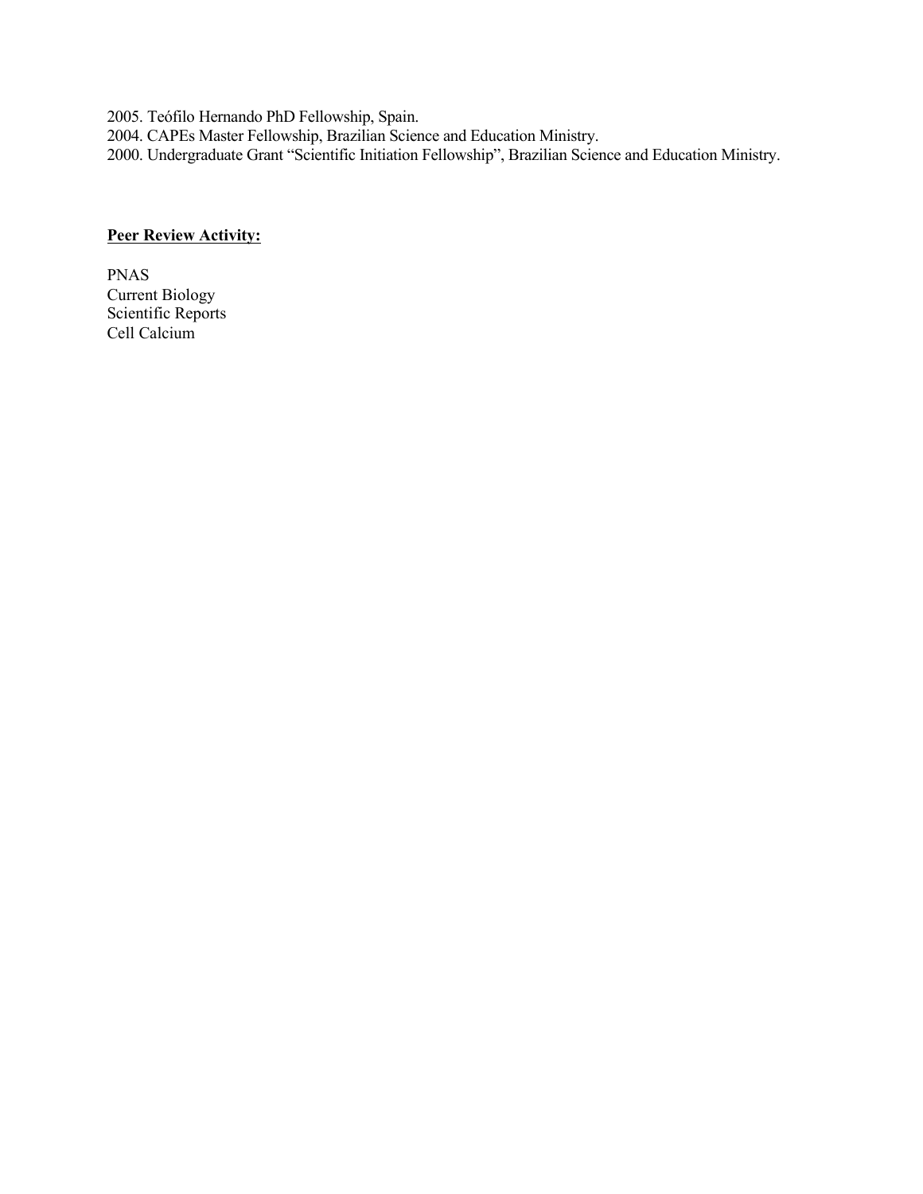2005. Teófilo Hernando PhD Fellowship, Spain.
2004. CAPEs Master Fellowship, Brazilian Science and Education Ministry.
2000. Undergraduate Grant "Scientific Initiation Fellowship", Brazilian Science and Education Ministry.

**Peer Review Activity:**

PNAS
Current Biology
Scientific Reports
Cell Calcium